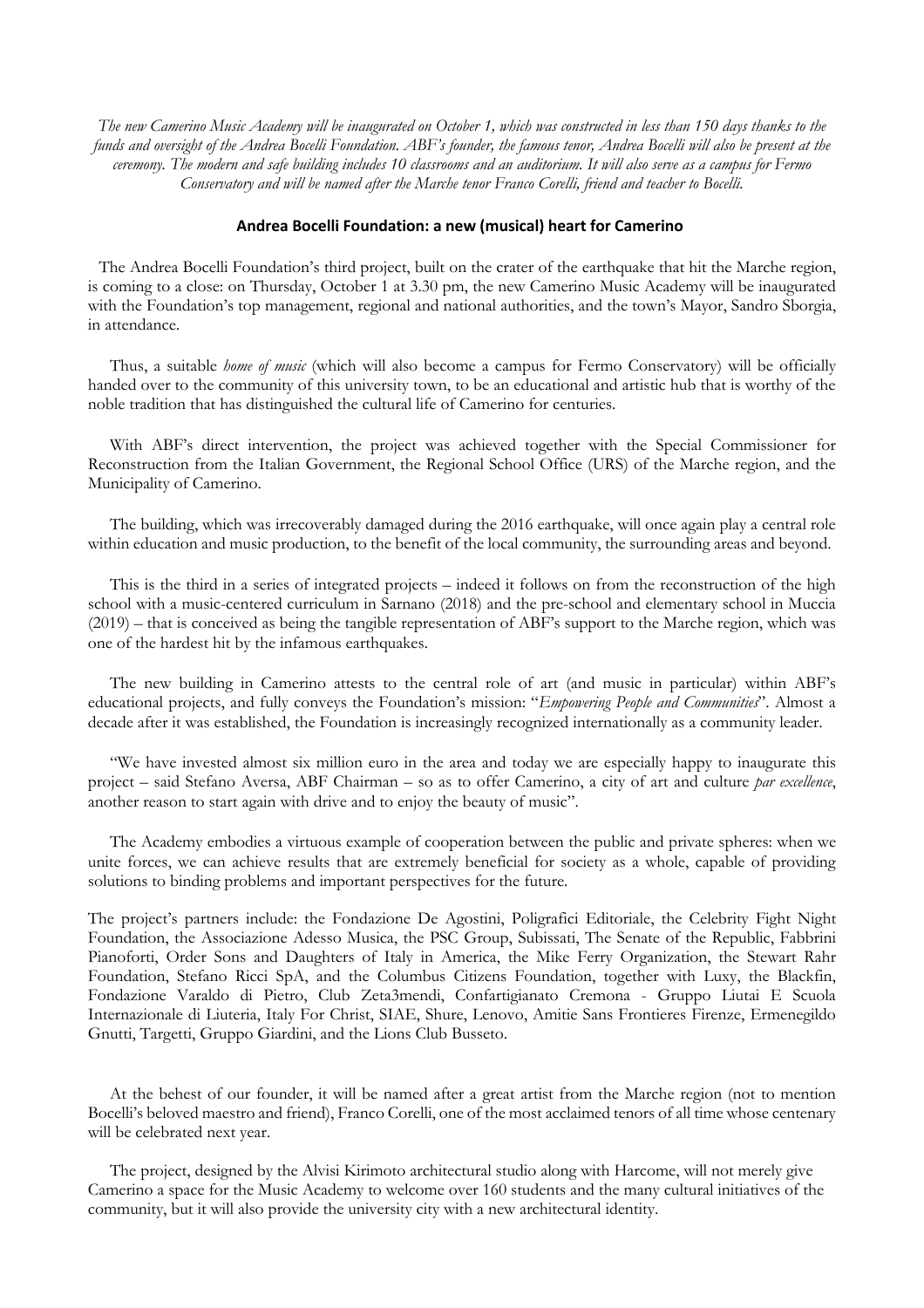*The new Camerino Music Academy will be inaugurated on October 1, which was constructed in less than 150 days thanks to the funds and oversight of the Andrea Bocelli Foundation. ABF's founder, the famous tenor, Andrea Bocelli will also be present at the ceremony. The modern and safe building includes 10 classrooms and an auditorium. It will also serve as a campus for Fermo Conservatory and will be named after the Marche tenor Franco Corelli, friend and teacher to Bocelli.*

## Andrea Bocelli Foundation: a new (musical) heart for Camerino

The Andrea Bocelli Foundation's third project, built on the crater of the earthquake that hit the Marche region, is coming to a close: on Thursday, October 1 at 3.30 pm, the new Camerino Music Academy will be inaugurated with the Foundation's top management, regional and national authorities, and the town's Mayor, Sandro Sborgia, in attendance.

Thus, a suitable *home of music* (which will also become a campus for Fermo Conservatory) will be officially handed over to the community of this university town, to be an educational and artistic hub that is worthy of the noble tradition that has distinguished the cultural life of Camerino for centuries.

With ABF's direct intervention, the project was achieved together with the Special Commissioner for Reconstruction from the Italian Government, the Regional School Office (URS) of the Marche region, and the Municipality of Camerino.

The building, which was irrecoverably damaged during the 2016 earthquake, will once again play a central role within education and music production, to the benefit of the local community, the surrounding areas and beyond.

This is the third in a series of integrated projects – indeed it follows on from the reconstruction of the high school with a music-centered curriculum in Sarnano (2018) and the pre-school and elementary school in Muccia (2019) – that is conceived as being the tangible representation of ABF's support to the Marche region, which was one of the hardest hit by the infamous earthquakes.

The new building in Camerino attests to the central role of art (and music in particular) within ABF's educational projects, and fully conveys the Foundation's mission: "*Empowering People and Communities*". Almost a decade after it was established, the Foundation is increasingly recognized internationally as a community leader.

"We have invested almost six million euro in the area and today we are especially happy to inaugurate this project – said Stefano Aversa, ABF Chairman – so as to offer Camerino, a city of art and culture *par excellence*, another reason to start again with drive and to enjoy the beauty of music".

The Academy embodies a virtuous example of cooperation between the public and private spheres: when we unite forces, we can achieve results that are extremely beneficial for society as a whole, capable of providing solutions to binding problems and important perspectives for the future.

The project's partners include: the Fondazione De Agostini, Poligrafici Editoriale, the Celebrity Fight Night Foundation, the Associazione Adesso Musica, the PSC Group, Subissati, The Senate of the Republic, Fabbrini Pianoforti, Order Sons and Daughters of Italy in America, the Mike Ferry Organization, the Stewart Rahr Foundation, Stefano Ricci SpA, and the Columbus Citizens Foundation, together with Luxy, the Blackfin, Fondazione Varaldo di Pietro, Club Zeta3mendi, Confartigianato Cremona - Gruppo Liutai E Scuola Internazionale di Liuteria, Italy For Christ, SIAE, Shure, Lenovo, Amitie Sans Frontieres Firenze, Ermenegildo Gnutti, Targetti, Gruppo Giardini, and the Lions Club Busseto.

At the behest of our founder, it will be named after a great artist from the Marche region (not to mention Bocelli's beloved maestro and friend), Franco Corelli, one of the most acclaimed tenors of all time whose centenary will be celebrated next year.

The project, designed by the Alvisi Kirimoto architectural studio along with Harcome, will not merely give Camerino a space for the Music Academy to welcome over 160 students and the many cultural initiatives of the community, but it will also provide the university city with a new architectural identity.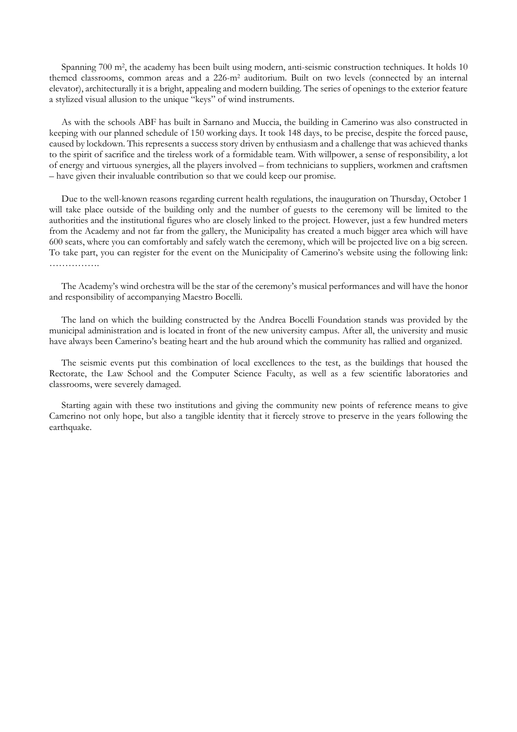Spanning 700 m², the academy has been built using modern, anti-seismic construction techniques. It holds 10 themed classrooms, common areas and a 226-m² auditorium. Built on two levels (connected by an internal elevator), architecturally it is a bright, appealing and modern building. The series of openings to the exterior feature a stylized visual allusion to the unique "keys" of wind instruments.

As with the schools ABF has built in Sarnano and Muccia, the building in Camerino was also constructed in keeping with our planned schedule of 150 working days. It took 148 days, to be precise, despite the forced pause, caused by lockdown. This represents a success story driven by enthusiasm and a challenge that was achieved thanks to the spirit of sacrifice and the tireless work of a formidable team. With willpower, a sense of responsibility, a lot of energy and virtuous synergies, all the players involved – from technicians to suppliers, workmen and craftsmen – have given their invaluable contribution so that we could keep our promise.

Due to the well-known reasons regarding current health regulations, the inauguration on Thursday, October 1 will take place outside of the building only and the number of guests to the ceremony will be limited to the authorities and the institutional figures who are closely linked to the project. However, just a few hundred meters from the Academy and not far from the gallery, the Municipality has created a much bigger area which will have 600 seats, where you can comfortably and safely watch the ceremony, which will be projected live on a big screen. To take part, you can register for the event on the Municipality of Camerino's website using the following link: …………….

The Academy's wind orchestra will be the star of the ceremony's musical performances and will have the honor and responsibility of accompanying Maestro Bocelli.

The land on which the building constructed by the Andrea Bocelli Foundation stands was provided by the municipal administration and is located in front of the new university campus. After all, the university and music have always been Camerino's beating heart and the hub around which the community has rallied and organized.

The seismic events put this combination of local excellences to the test, as the buildings that housed the Rectorate, the Law School and the Computer Science Faculty, as well as a few scientific laboratories and classrooms, were severely damaged.

Starting again with these two institutions and giving the community new points of reference means to give Camerino not only hope, but also a tangible identity that it fiercely strove to preserve in the years following the earthquake.